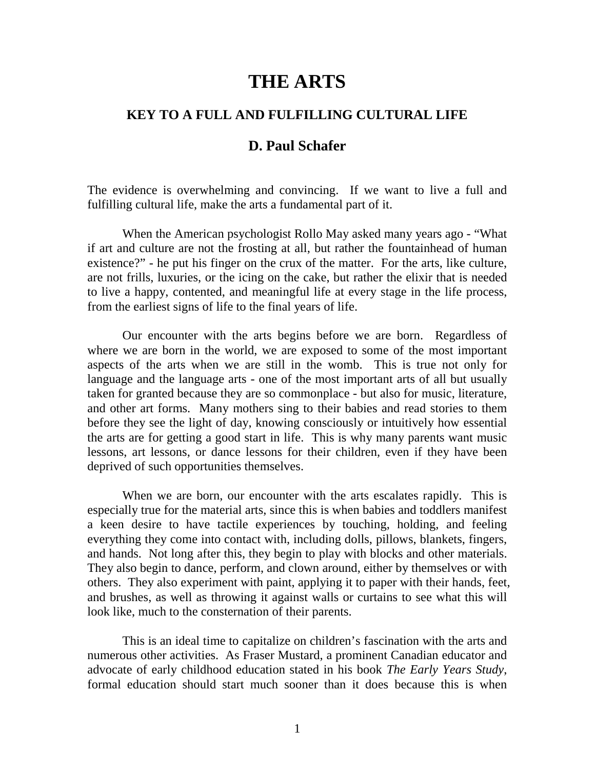# THE ARTS

## KEY TO A FULL AND FULFILLING CULTURAL LIFE

## D. Paul Schafer

The evidence is overwhelming and convincing. If we want to live a full and fulfilling cultural life, make the arts a fundamental part of it.

When the American psychologist Rollo May asked many years ago - "What if art and culture are not the frosting at all, but rather the fountainhead of human existence?" - he put his finger on the crux of the matter. For the arts, like culture, are not frills, luxuries, or the icing on the cake, but rather the elixir that is needed to live a happy, contented, and meaningful life at every stage in the life process, from the earliest signs of life to the final years of life.

Our encounter with the arts begins before we are born. Regardless of where we are born in the world, we are exposed to some of the most important aspects of the arts when we are still in the womb. This is true not only for language and the language arts - one of the most important arts of all but usually taken for granted because they are so commonplace - but also for music, literature, and other art forms. Many mothers sing to their babies and read stories to them before they see the light of day, knowing consciously or intuitively how essential the arts are for getting a good start in life. This is why many parents want music lessons, art lessons, or dance lessons for their children, even if they have been deprived of such opportunities themselves.

When we are born, our encounter with the arts escalates rapidly. This is especially true for the material arts, since this is when babies and toddlers manifest a keen desire to have tactile experiences by touching, holding, and feeling everything they come into contact with, including dolls, pillows, blankets, fingers, and hands. Not long after this, they begin to play with blocks and other materials. They also begin to dance, perform, and clown around, either by themselves or with others. They also experiment with paint, applying it to paper with their hands, feet, and brushes, as well as throwing it against walls or curtains to see what this will look like, much to the consternation of their parents.

This is an ideal time to capitalize on children's fascination with the arts and numerous other activities. As Fraser Mustard, a prominent Canadian educator and advocate of early childhood education stated in his book *The Early Years Study*, formal education should start much sooner than it does because this is when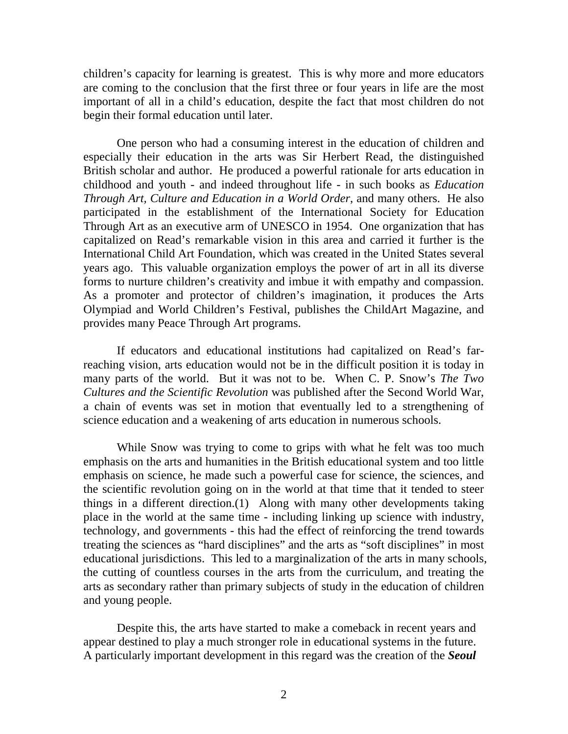children's capacity for learning is greatest. This is why more and more educators are coming to the conclusion that the first three or four years in life are the most important of all in a child's education, despite the fact that most children do not begin their formal education until later.

One person who had a consuming interest in the education of children and especially their education in the arts was Sir Herbert Read, the distinguished British scholar and author. He produced a powerful rationale for arts education in childhood and youth - and indeed throughout life - in such books as *Education Through Art, Culture and Education in a World Order*, and many others. He also participated in the establishment of the International Society for Education Through Art as an executive arm of UNESCO in 1954. One organization that has capitalized on Read's remarkable vision in this area and carried it further is the International Child Art Foundation, which was created in the United States several years ago. This valuable organization employs the power of art in all its diverse forms to nurture children's creativity and imbue it with empathy and compassion. As a promoter and protector of children's imagination, it produces the Arts Olympiad and World Children's Festival, publishes the ChildArt Magazine, and provides many Peace Through Art programs.

If educators and educational institutions had capitalized on Read's far-reaching vision, arts education would not be in the difficult position it is today in many parts of the world. But it was not to be. When C. P. Snow's *The Two Cultures and the Scientific Revolution* was published after the Second World War, a chain of events was set in motion that eventually led to a strengthening of science education and a weakening of arts education in numerous schools.

While Snow was trying to come to grips with what he felt was too much emphasis on the arts and humanities in the British educational system and too little emphasis on science, he made such a powerful case for science, the sciences, and the scientific revolution going on in the world at that time that it tended to steer things in a different direction.(1) Along with many other developments taking place in the world at the same time - including linking up science with industry, technology, and governments - this had the effect of reinforcing the trend towards treating the sciences as "hard disciplines" and the arts as "soft disciplines" in most educational jurisdictions. This led to a marginalization of the arts in many schools, the cutting of countless courses in the arts from the curriculum, and treating the arts as secondary rather than primary subjects of study in the education of children and young people.

Despite this, the arts have started to make a comeback in recent years and appear destined to play a much stronger role in educational systems in the future. A particularly important development in this regard was the creation of the ***Seoul***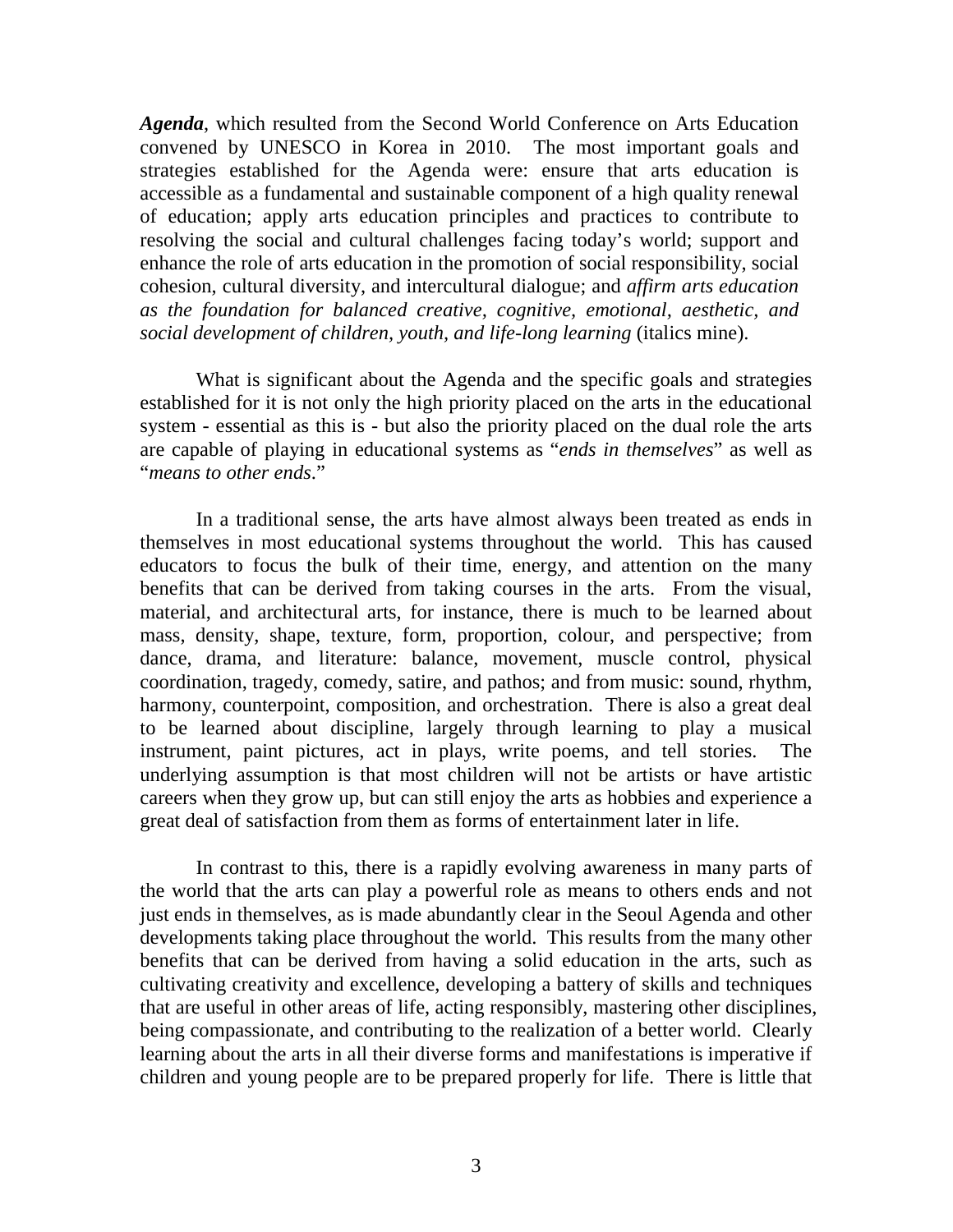***Agenda***, which resulted from the Second World Conference on Arts Education convened by UNESCO in Korea in 2010. The most important goals and strategies established for the Agenda were: ensure that arts education is accessible as a fundamental and sustainable component of a high quality renewal of education; apply arts education principles and practices to contribute to resolving the social and cultural challenges facing today's world; support and enhance the role of arts education in the promotion of social responsibility, social cohesion, cultural diversity, and intercultural dialogue; and *affirm arts education as the foundation for balanced creative, cognitive, emotional, aesthetic, and social development of children, youth, and life-long learning* (italics mine).

What is significant about the Agenda and the specific goals and strategies established for it is not only the high priority placed on the arts in the educational system - essential as this is - but also the priority placed on the dual role the arts are capable of playing in educational systems as "*ends in themselves*" as well as "*means to other ends*."

In a traditional sense, the arts have almost always been treated as ends in themselves in most educational systems throughout the world. This has caused educators to focus the bulk of their time, energy, and attention on the many benefits that can be derived from taking courses in the arts. From the visual, material, and architectural arts, for instance, there is much to be learned about mass, density, shape, texture, form, proportion, colour, and perspective; from dance, drama, and literature: balance, movement, muscle control, physical coordination, tragedy, comedy, satire, and pathos; and from music: sound, rhythm, harmony, counterpoint, composition, and orchestration. There is also a great deal to be learned about discipline, largely through learning to play a musical instrument, paint pictures, act in plays, write poems, and tell stories. The underlying assumption is that most children will not be artists or have artistic careers when they grow up, but can still enjoy the arts as hobbies and experience a great deal of satisfaction from them as forms of entertainment later in life.

In contrast to this, there is a rapidly evolving awareness in many parts of the world that the arts can play a powerful role as means to others ends and not just ends in themselves, as is made abundantly clear in the Seoul Agenda and other developments taking place throughout the world. This results from the many other benefits that can be derived from having a solid education in the arts, such as cultivating creativity and excellence, developing a battery of skills and techniques that are useful in other areas of life, acting responsibly, mastering other disciplines, being compassionate, and contributing to the realization of a better world. Clearly learning about the arts in all their diverse forms and manifestations is imperative if children and young people are to be prepared properly for life. There is little that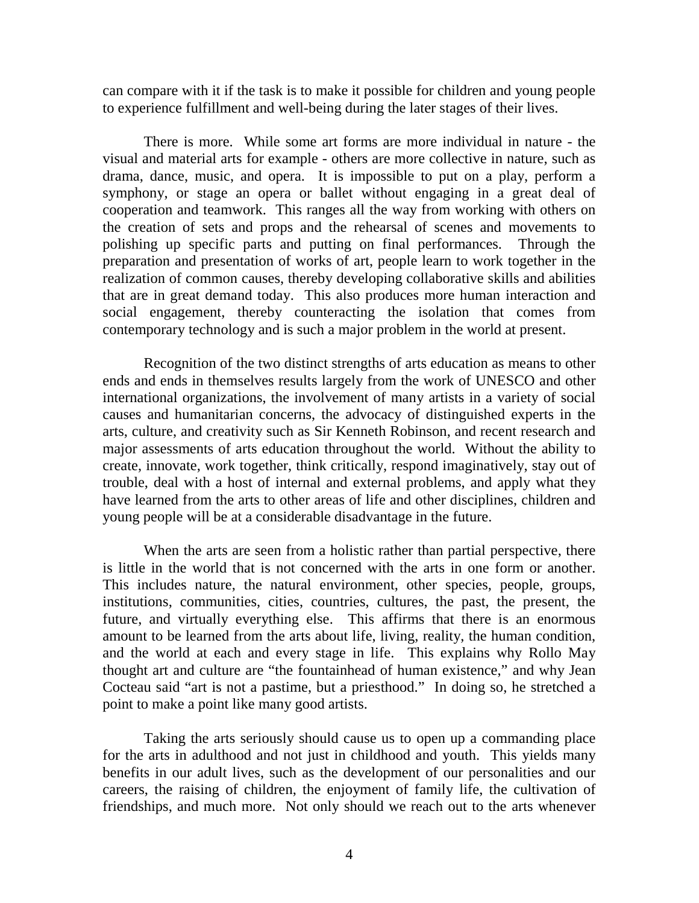can compare with it if the task is to make it possible for children and young people to experience fulfillment and well-being during the later stages of their lives.

There is more. While some art forms are more individual in nature - the visual and material arts for example - others are more collective in nature, such as drama, dance, music, and opera. It is impossible to put on a play, perform a symphony, or stage an opera or ballet without engaging in a great deal of cooperation and teamwork. This ranges all the way from working with others on the creation of sets and props and the rehearsal of scenes and movements to polishing up specific parts and putting on final performances. Through the preparation and presentation of works of art, people learn to work together in the realization of common causes, thereby developing collaborative skills and abilities that are in great demand today. This also produces more human interaction and social engagement, thereby counteracting the isolation that comes from contemporary technology and is such a major problem in the world at present.

Recognition of the two distinct strengths of arts education as means to other ends and ends in themselves results largely from the work of UNESCO and other international organizations, the involvement of many artists in a variety of social causes and humanitarian concerns, the advocacy of distinguished experts in the arts, culture, and creativity such as Sir Kenneth Robinson, and recent research and major assessments of arts education throughout the world. Without the ability to create, innovate, work together, think critically, respond imaginatively, stay out of trouble, deal with a host of internal and external problems, and apply what they have learned from the arts to other areas of life and other disciplines, children and young people will be at a considerable disadvantage in the future.

When the arts are seen from a holistic rather than partial perspective, there is little in the world that is not concerned with the arts in one form or another. This includes nature, the natural environment, other species, people, groups, institutions, communities, cities, countries, cultures, the past, the present, the future, and virtually everything else. This affirms that there is an enormous amount to be learned from the arts about life, living, reality, the human condition, and the world at each and every stage in life. This explains why Rollo May thought art and culture are "the fountainhead of human existence," and why Jean Cocteau said "art is not a pastime, but a priesthood." In doing so, he stretched a point to make a point like many good artists.

Taking the arts seriously should cause us to open up a commanding place for the arts in adulthood and not just in childhood and youth. This yields many benefits in our adult lives, such as the development of our personalities and our careers, the raising of children, the enjoyment of family life, the cultivation of friendships, and much more. Not only should we reach out to the arts whenever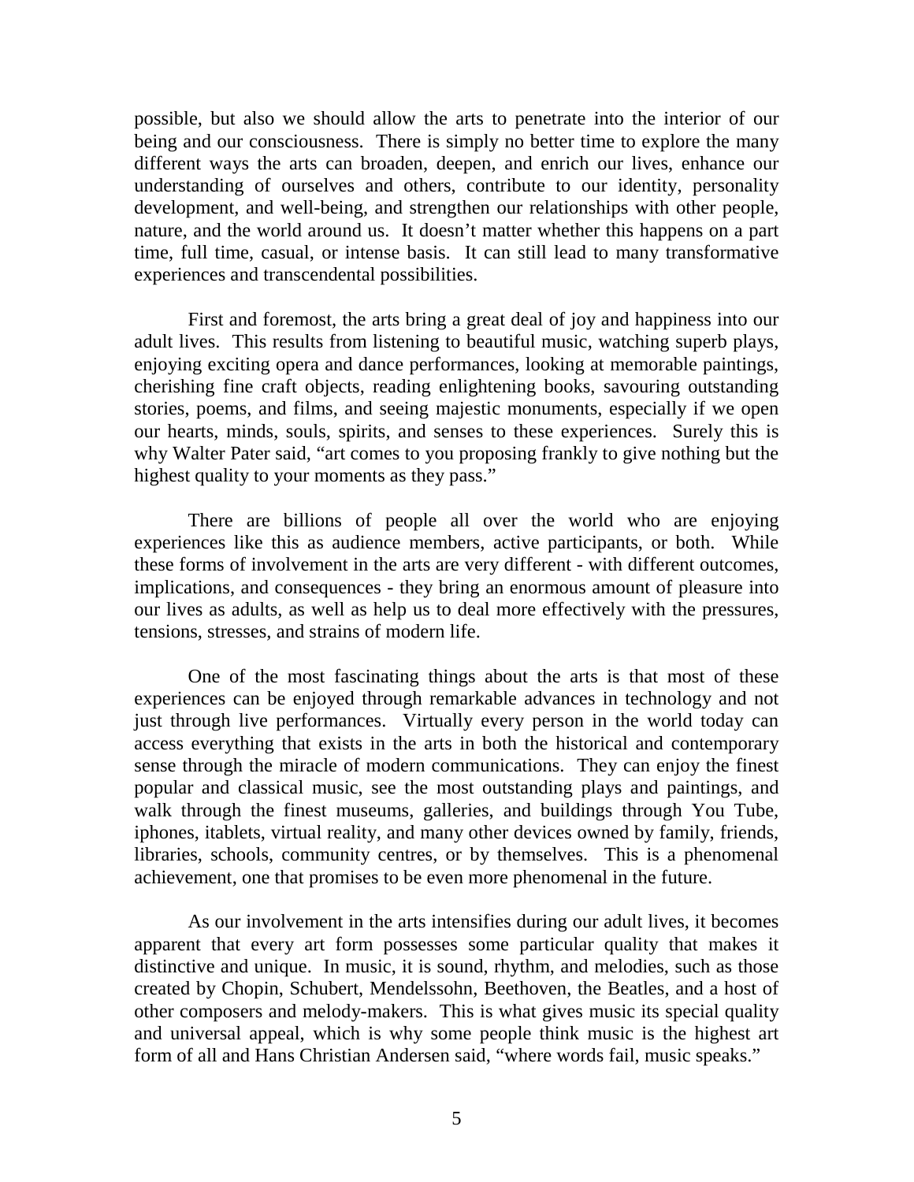possible, but also we should allow the arts to penetrate into the interior of our being and our consciousness. There is simply no better time to explore the many different ways the arts can broaden, deepen, and enrich our lives, enhance our understanding of ourselves and others, contribute to our identity, personality development, and well-being, and strengthen our relationships with other people, nature, and the world around us. It doesn't matter whether this happens on a part time, full time, casual, or intense basis. It can still lead to many transformative experiences and transcendental possibilities.

First and foremost, the arts bring a great deal of joy and happiness into our adult lives. This results from listening to beautiful music, watching superb plays, enjoying exciting opera and dance performances, looking at memorable paintings, cherishing fine craft objects, reading enlightening books, savouring outstanding stories, poems, and films, and seeing majestic monuments, especially if we open our hearts, minds, souls, spirits, and senses to these experiences. Surely this is why Walter Pater said, "art comes to you proposing frankly to give nothing but the highest quality to your moments as they pass."

There are billions of people all over the world who are enjoying experiences like this as audience members, active participants, or both. While these forms of involvement in the arts are very different - with different outcomes, implications, and consequences - they bring an enormous amount of pleasure into our lives as adults, as well as help us to deal more effectively with the pressures, tensions, stresses, and strains of modern life.

One of the most fascinating things about the arts is that most of these experiences can be enjoyed through remarkable advances in technology and not just through live performances. Virtually every person in the world today can access everything that exists in the arts in both the historical and contemporary sense through the miracle of modern communications. They can enjoy the finest popular and classical music, see the most outstanding plays and paintings, and walk through the finest museums, galleries, and buildings through You Tube, iphones, itablets, virtual reality, and many other devices owned by family, friends, libraries, schools, community centres, or by themselves. This is a phenomenal achievement, one that promises to be even more phenomenal in the future.

As our involvement in the arts intensifies during our adult lives, it becomes apparent that every art form possesses some particular quality that makes it distinctive and unique. In music, it is sound, rhythm, and melodies, such as those created by Chopin, Schubert, Mendelssohn, Beethoven, the Beatles, and a host of other composers and melody-makers. This is what gives music its special quality and universal appeal, which is why some people think music is the highest art form of all and Hans Christian Andersen said, "where words fail, music speaks."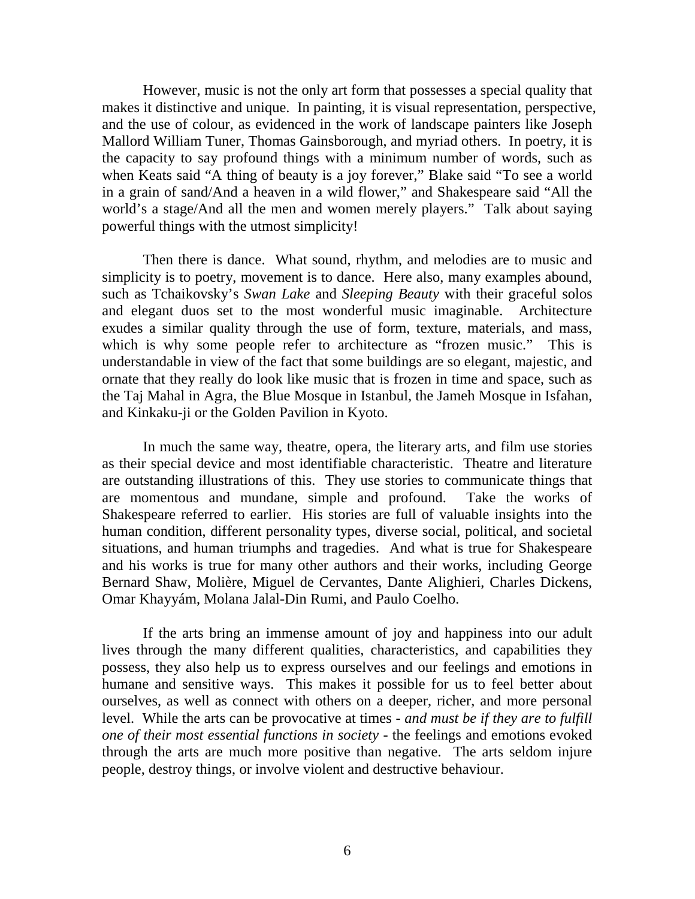However, music is not the only art form that possesses a special quality that makes it distinctive and unique. In painting, it is visual representation, perspective, and the use of colour, as evidenced in the work of landscape painters like Joseph Mallord William Tuner, Thomas Gainsborough, and myriad others. In poetry, it is the capacity to say profound things with a minimum number of words, such as when Keats said "A thing of beauty is a joy forever," Blake said "To see a world in a grain of sand/And a heaven in a wild flower," and Shakespeare said "All the world's a stage/And all the men and women merely players." Talk about saying powerful things with the utmost simplicity!

Then there is dance. What sound, rhythm, and melodies are to music and simplicity is to poetry, movement is to dance. Here also, many examples abound, such as Tchaikovsky's *Swan Lake* and *Sleeping Beauty* with their graceful solos and elegant duos set to the most wonderful music imaginable. Architecture exudes a similar quality through the use of form, texture, materials, and mass, which is why some people refer to architecture as "frozen music." This is understandable in view of the fact that some buildings are so elegant, majestic, and ornate that they really do look like music that is frozen in time and space, such as the Taj Mahal in Agra, the Blue Mosque in Istanbul, the Jameh Mosque in Isfahan, and Kinkaku-ji or the Golden Pavilion in Kyoto.

In much the same way, theatre, opera, the literary arts, and film use stories as their special device and most identifiable characteristic. Theatre and literature are outstanding illustrations of this. They use stories to communicate things that are momentous and mundane, simple and profound. Take the works of Shakespeare referred to earlier. His stories are full of valuable insights into the human condition, different personality types, diverse social, political, and societal situations, and human triumphs and tragedies. And what is true for Shakespeare and his works is true for many other authors and their works, including George Bernard Shaw, Molière, Miguel de Cervantes, Dante Alighieri, Charles Dickens, Omar Khayyám, Molana Jalal-Din Rumi, and Paulo Coelho.

If the arts bring an immense amount of joy and happiness into our adult lives through the many different qualities, characteristics, and capabilities they possess, they also help us to express ourselves and our feelings and emotions in humane and sensitive ways. This makes it possible for us to feel better about ourselves, as well as connect with others on a deeper, richer, and more personal level. While the arts can be provocative at times - *and must be if they are to fulfill one of their most essential functions in society* - the feelings and emotions evoked through the arts are much more positive than negative. The arts seldom injure people, destroy things, or involve violent and destructive behaviour.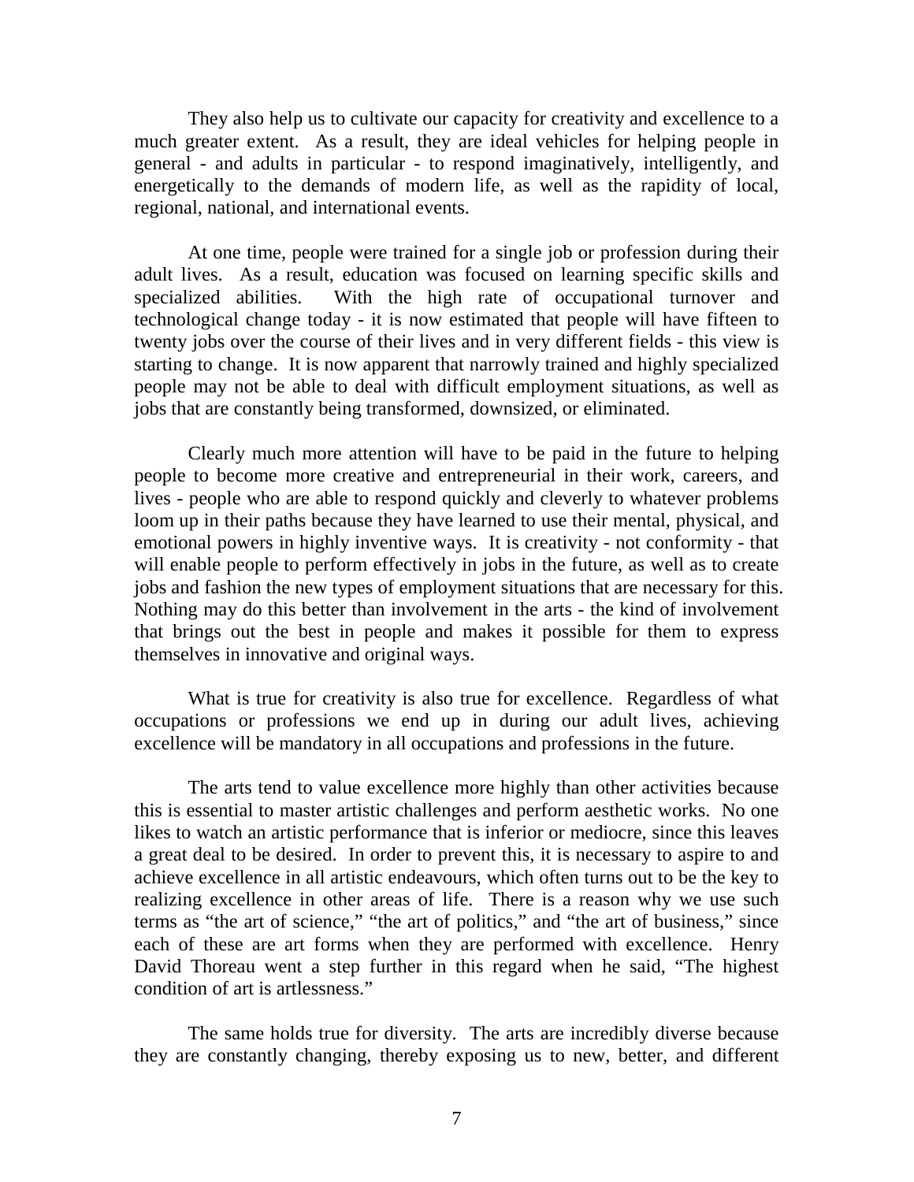They also help us to cultivate our capacity for creativity and excellence to a much greater extent. As a result, they are ideal vehicles for helping people in general - and adults in particular - to respond imaginatively, intelligently, and energetically to the demands of modern life, as well as the rapidity of local, regional, national, and international events.

At one time, people were trained for a single job or profession during their adult lives. As a result, education was focused on learning specific skills and specialized abilities. With the high rate of occupational turnover and technological change today - it is now estimated that people will have fifteen to twenty jobs over the course of their lives and in very different fields - this view is starting to change. It is now apparent that narrowly trained and highly specialized people may not be able to deal with difficult employment situations, as well as jobs that are constantly being transformed, downsized, or eliminated.

Clearly much more attention will have to be paid in the future to helping people to become more creative and entrepreneurial in their work, careers, and lives - people who are able to respond quickly and cleverly to whatever problems loom up in their paths because they have learned to use their mental, physical, and emotional powers in highly inventive ways. It is creativity - not conformity - that will enable people to perform effectively in jobs in the future, as well as to create jobs and fashion the new types of employment situations that are necessary for this. Nothing may do this better than involvement in the arts - the kind of involvement that brings out the best in people and makes it possible for them to express themselves in innovative and original ways.

What is true for creativity is also true for excellence. Regardless of what occupations or professions we end up in during our adult lives, achieving excellence will be mandatory in all occupations and professions in the future.

The arts tend to value excellence more highly than other activities because this is essential to master artistic challenges and perform aesthetic works. No one likes to watch an artistic performance that is inferior or mediocre, since this leaves a great deal to be desired. In order to prevent this, it is necessary to aspire to and achieve excellence in all artistic endeavours, which often turns out to be the key to realizing excellence in other areas of life. There is a reason why we use such terms as "the art of science," "the art of politics," and "the art of business," since each of these are art forms when they are performed with excellence. Henry David Thoreau went a step further in this regard when he said, "The highest condition of art is artlessness."

The same holds true for diversity. The arts are incredibly diverse because they are constantly changing, thereby exposing us to new, better, and different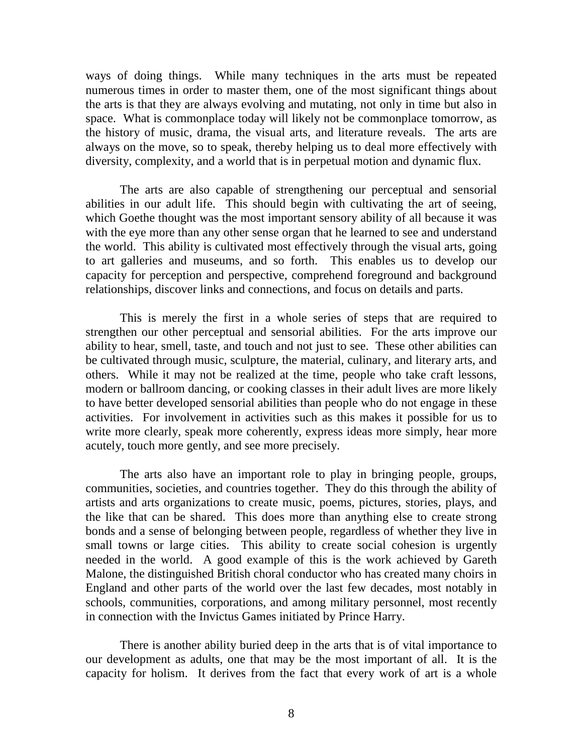ways of doing things. While many techniques in the arts must be repeated numerous times in order to master them, one of the most significant things about the arts is that they are always evolving and mutating, not only in time but also in space. What is commonplace today will likely not be commonplace tomorrow, as the history of music, drama, the visual arts, and literature reveals. The arts are always on the move, so to speak, thereby helping us to deal more effectively with diversity, complexity, and a world that is in perpetual motion and dynamic flux.

The arts are also capable of strengthening our perceptual and sensorial abilities in our adult life. This should begin with cultivating the art of seeing, which Goethe thought was the most important sensory ability of all because it was with the eye more than any other sense organ that he learned to see and understand the world. This ability is cultivated most effectively through the visual arts, going to art galleries and museums, and so forth. This enables us to develop our capacity for perception and perspective, comprehend foreground and background relationships, discover links and connections, and focus on details and parts.

This is merely the first in a whole series of steps that are required to strengthen our other perceptual and sensorial abilities. For the arts improve our ability to hear, smell, taste, and touch and not just to see. These other abilities can be cultivated through music, sculpture, the material, culinary, and literary arts, and others. While it may not be realized at the time, people who take craft lessons, modern or ballroom dancing, or cooking classes in their adult lives are more likely to have better developed sensorial abilities than people who do not engage in these activities. For involvement in activities such as this makes it possible for us to write more clearly, speak more coherently, express ideas more simply, hear more acutely, touch more gently, and see more precisely.

The arts also have an important role to play in bringing people, groups, communities, societies, and countries together. They do this through the ability of artists and arts organizations to create music, poems, pictures, stories, plays, and the like that can be shared. This does more than anything else to create strong bonds and a sense of belonging between people, regardless of whether they live in small towns or large cities. This ability to create social cohesion is urgently needed in the world. A good example of this is the work achieved by Gareth Malone, the distinguished British choral conductor who has created many choirs in England and other parts of the world over the last few decades, most notably in schools, communities, corporations, and among military personnel, most recently in connection with the Invictus Games initiated by Prince Harry.

There is another ability buried deep in the arts that is of vital importance to our development as adults, one that may be the most important of all. It is the capacity for holism. It derives from the fact that every work of art is a whole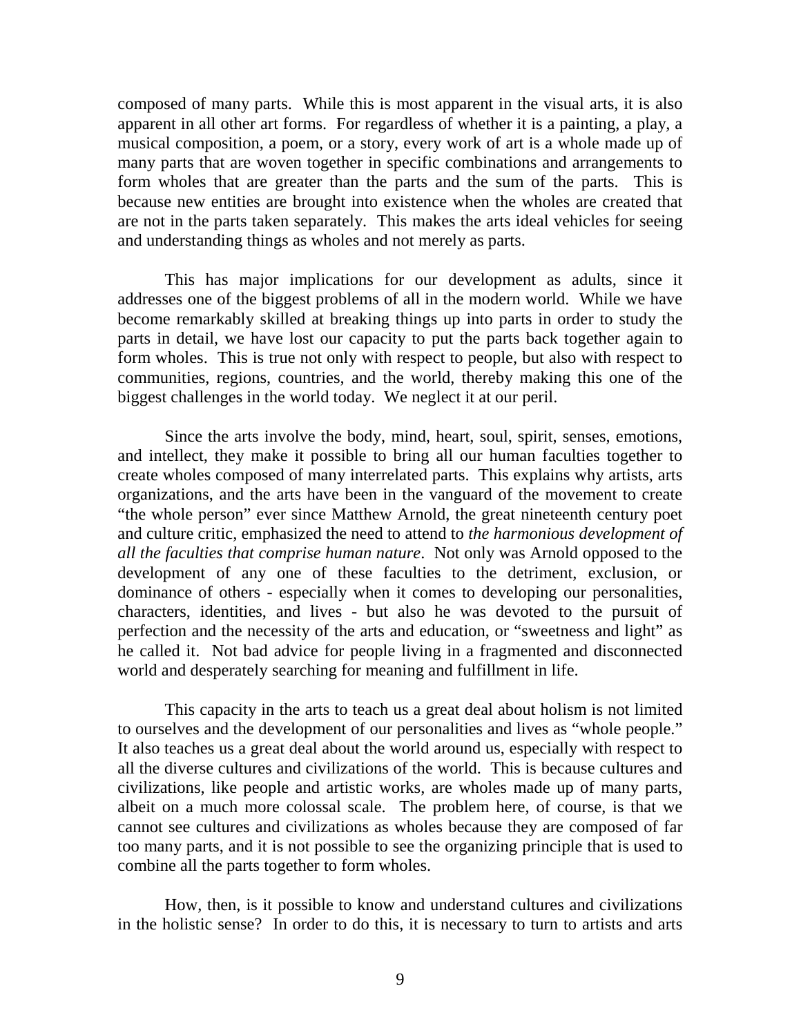composed of many parts. While this is most apparent in the visual arts, it is also apparent in all other art forms. For regardless of whether it is a painting, a play, a musical composition, a poem, or a story, every work of art is a whole made up of many parts that are woven together in specific combinations and arrangements to form wholes that are greater than the parts and the sum of the parts. This is because new entities are brought into existence when the wholes are created that are not in the parts taken separately. This makes the arts ideal vehicles for seeing and understanding things as wholes and not merely as parts.

This has major implications for our development as adults, since it addresses one of the biggest problems of all in the modern world. While we have become remarkably skilled at breaking things up into parts in order to study the parts in detail, we have lost our capacity to put the parts back together again to form wholes. This is true not only with respect to people, but also with respect to communities, regions, countries, and the world, thereby making this one of the biggest challenges in the world today. We neglect it at our peril.

Since the arts involve the body, mind, heart, soul, spirit, senses, emotions, and intellect, they make it possible to bring all our human faculties together to create wholes composed of many interrelated parts. This explains why artists, arts organizations, and the arts have been in the vanguard of the movement to create "the whole person" ever since Matthew Arnold, the great nineteenth century poet and culture critic, emphasized the need to attend to *the harmonious development of all the faculties that comprise human nature*. Not only was Arnold opposed to the development of any one of these faculties to the detriment, exclusion, or dominance of others - especially when it comes to developing our personalities, characters, identities, and lives - but also he was devoted to the pursuit of perfection and the necessity of the arts and education, or "sweetness and light" as he called it. Not bad advice for people living in a fragmented and disconnected world and desperately searching for meaning and fulfillment in life.

This capacity in the arts to teach us a great deal about holism is not limited to ourselves and the development of our personalities and lives as "whole people." It also teaches us a great deal about the world around us, especially with respect to all the diverse cultures and civilizations of the world. This is because cultures and civilizations, like people and artistic works, are wholes made up of many parts, albeit on a much more colossal scale. The problem here, of course, is that we cannot see cultures and civilizations as wholes because they are composed of far too many parts, and it is not possible to see the organizing principle that is used to combine all the parts together to form wholes.

How, then, is it possible to know and understand cultures and civilizations in the holistic sense? In order to do this, it is necessary to turn to artists and arts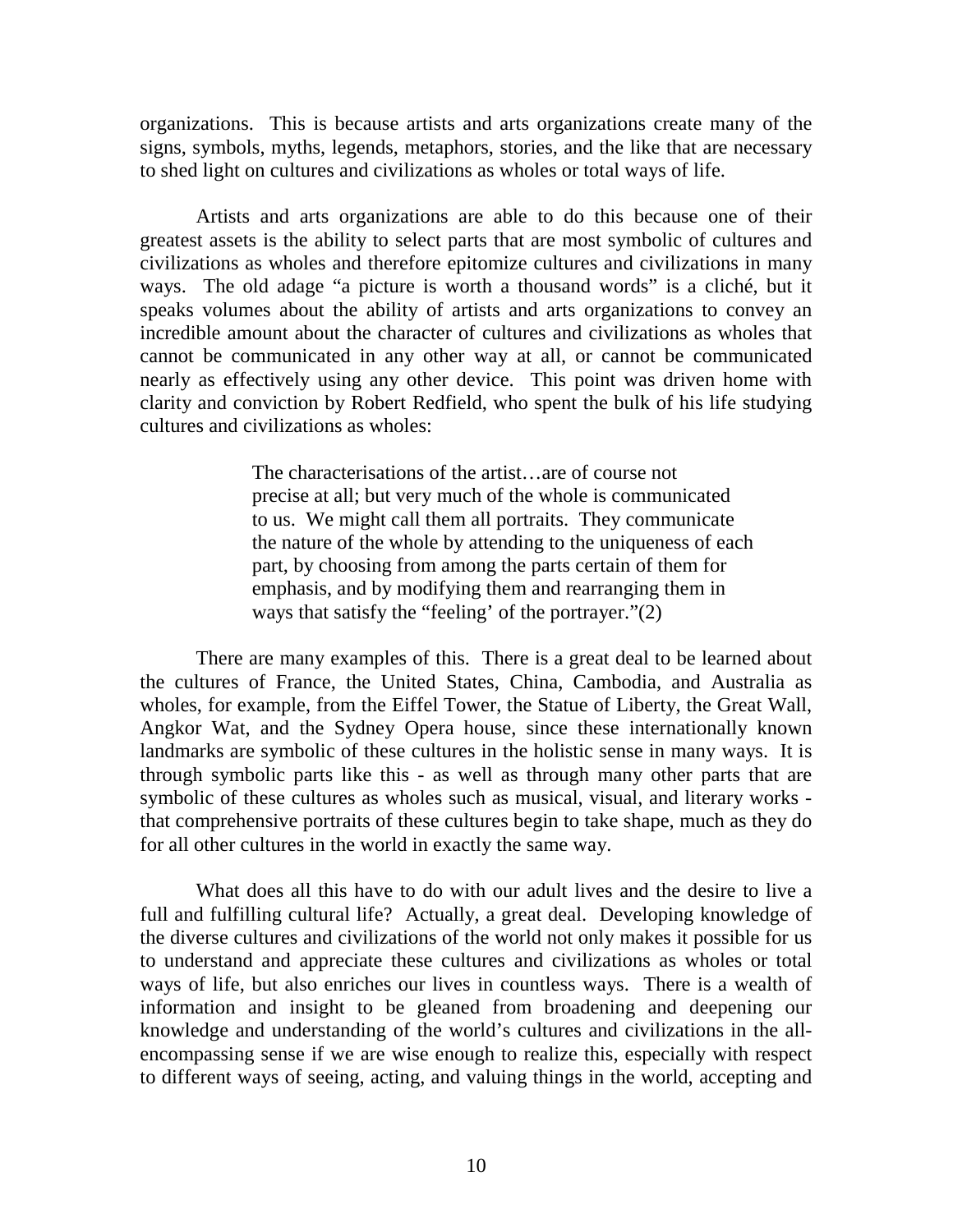organizations. This is because artists and arts organizations create many of the signs, symbols, myths, legends, metaphors, stories, and the like that are necessary to shed light on cultures and civilizations as wholes or total ways of life.

Artists and arts organizations are able to do this because one of their greatest assets is the ability to select parts that are most symbolic of cultures and civilizations as wholes and therefore epitomize cultures and civilizations in many ways. The old adage "a picture is worth a thousand words" is a cliché, but it speaks volumes about the ability of artists and arts organizations to convey an incredible amount about the character of cultures and civilizations as wholes that cannot be communicated in any other way at all, or cannot be communicated nearly as effectively using any other device. This point was driven home with clarity and conviction by Robert Redfield, who spent the bulk of his life studying cultures and civilizations as wholes:

> The characterisations of the artist…are of course not precise at all; but very much of the whole is communicated to us. We might call them all portraits. They communicate the nature of the whole by attending to the uniqueness of each part, by choosing from among the parts certain of them for emphasis, and by modifying them and rearranging them in ways that satisfy the "feeling' of the portrayer."(2)

There are many examples of this. There is a great deal to be learned about the cultures of France, the United States, China, Cambodia, and Australia as wholes, for example, from the Eiffel Tower, the Statue of Liberty, the Great Wall, Angkor Wat, and the Sydney Opera house, since these internationally known landmarks are symbolic of these cultures in the holistic sense in many ways. It is through symbolic parts like this - as well as through many other parts that are symbolic of these cultures as wholes such as musical, visual, and literary works - that comprehensive portraits of these cultures begin to take shape, much as they do for all other cultures in the world in exactly the same way.

What does all this have to do with our adult lives and the desire to live a full and fulfilling cultural life? Actually, a great deal. Developing knowledge of the diverse cultures and civilizations of the world not only makes it possible for us to understand and appreciate these cultures and civilizations as wholes or total ways of life, but also enriches our lives in countless ways. There is a wealth of information and insight to be gleaned from broadening and deepening our knowledge and understanding of the world's cultures and civilizations in the all-encompassing sense if we are wise enough to realize this, especially with respect to different ways of seeing, acting, and valuing things in the world, accepting and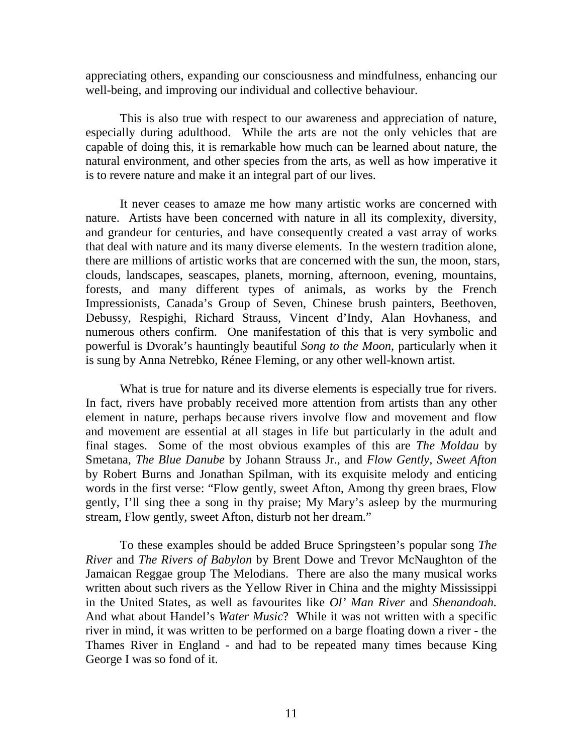appreciating others, expanding our consciousness and mindfulness, enhancing our well-being, and improving our individual and collective behaviour.

This is also true with respect to our awareness and appreciation of nature, especially during adulthood. While the arts are not the only vehicles that are capable of doing this, it is remarkable how much can be learned about nature, the natural environment, and other species from the arts, as well as how imperative it is to revere nature and make it an integral part of our lives.

It never ceases to amaze me how many artistic works are concerned with nature. Artists have been concerned with nature in all its complexity, diversity, and grandeur for centuries, and have consequently created a vast array of works that deal with nature and its many diverse elements. In the western tradition alone, there are millions of artistic works that are concerned with the sun, the moon, stars, clouds, landscapes, seascapes, planets, morning, afternoon, evening, mountains, forests, and many different types of animals, as works by the French Impressionists, Canada's Group of Seven, Chinese brush painters, Beethoven, Debussy, Respighi, Richard Strauss, Vincent d'Indy, Alan Hovhaness, and numerous others confirm. One manifestation of this that is very symbolic and powerful is Dvorak's hauntingly beautiful *Song to the Moon*, particularly when it is sung by Anna Netrebko, Rénee Fleming, or any other well-known artist.

What is true for nature and its diverse elements is especially true for rivers. In fact, rivers have probably received more attention from artists than any other element in nature, perhaps because rivers involve flow and movement and flow and movement are essential at all stages in life but particularly in the adult and final stages. Some of the most obvious examples of this are *The Moldau* by Smetana, *The Blue Danube* by Johann Strauss Jr., and *Flow Gently, Sweet Afton* by Robert Burns and Jonathan Spilman, with its exquisite melody and enticing words in the first verse: "Flow gently, sweet Afton, Among thy green braes, Flow gently, I'll sing thee a song in thy praise; My Mary's asleep by the murmuring stream, Flow gently, sweet Afton, disturb not her dream."

To these examples should be added Bruce Springsteen's popular song *The River* and *The Rivers of Babylon* by Brent Dowe and Trevor McNaughton of the Jamaican Reggae group The Melodians. There are also the many musical works written about such rivers as the Yellow River in China and the mighty Mississippi in the United States, as well as favourites like *Ol' Man River* and *Shenandoah.* And what about Handel's *Water Music*? While it was not written with a specific river in mind, it was written to be performed on a barge floating down a river - the Thames River in England - and had to be repeated many times because King George I was so fond of it.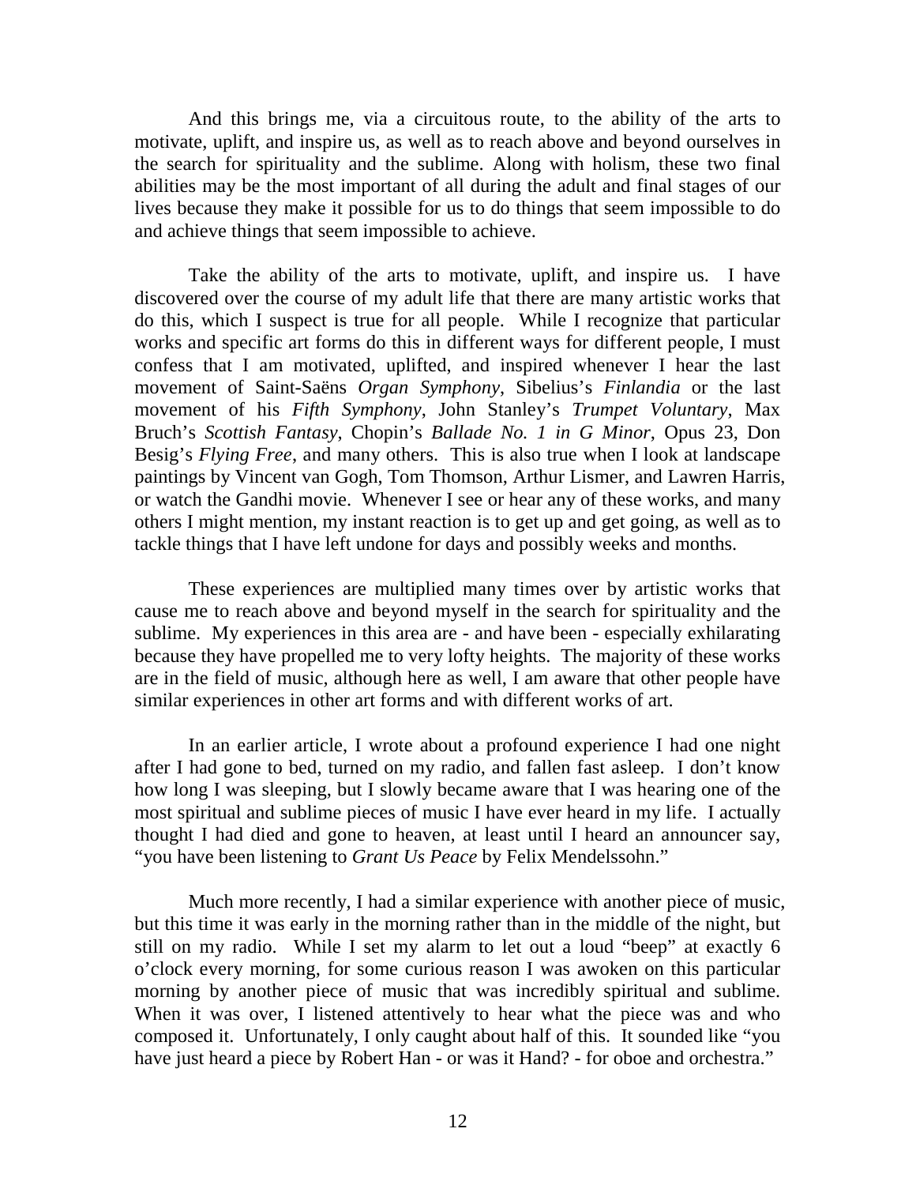And this brings me, via a circuitous route, to the ability of the arts to motivate, uplift, and inspire us, as well as to reach above and beyond ourselves in the search for spirituality and the sublime. Along with holism, these two final abilities may be the most important of all during the adult and final stages of our lives because they make it possible for us to do things that seem impossible to do and achieve things that seem impossible to achieve.

Take the ability of the arts to motivate, uplift, and inspire us. I have discovered over the course of my adult life that there are many artistic works that do this, which I suspect is true for all people. While I recognize that particular works and specific art forms do this in different ways for different people, I must confess that I am motivated, uplifted, and inspired whenever I hear the last movement of Saint-Saëns *Organ Symphony*, Sibelius's *Finlandia* or the last movement of his *Fifth Symphony*, John Stanley's *Trumpet Voluntary*, Max Bruch's *Scottish Fantasy*, Chopin's *Ballade No. 1 in G Minor*, Opus 23, Don Besig's *Flying Free*, and many others. This is also true when I look at landscape paintings by Vincent van Gogh, Tom Thomson, Arthur Lismer, and Lawren Harris, or watch the Gandhi movie. Whenever I see or hear any of these works, and many others I might mention, my instant reaction is to get up and get going, as well as to tackle things that I have left undone for days and possibly weeks and months.

These experiences are multiplied many times over by artistic works that cause me to reach above and beyond myself in the search for spirituality and the sublime. My experiences in this area are - and have been - especially exhilarating because they have propelled me to very lofty heights. The majority of these works are in the field of music, although here as well, I am aware that other people have similar experiences in other art forms and with different works of art.

In an earlier article, I wrote about a profound experience I had one night after I had gone to bed, turned on my radio, and fallen fast asleep. I don't know how long I was sleeping, but I slowly became aware that I was hearing one of the most spiritual and sublime pieces of music I have ever heard in my life. I actually thought I had died and gone to heaven, at least until I heard an announcer say, "you have been listening to *Grant Us Peace* by Felix Mendelssohn."

Much more recently, I had a similar experience with another piece of music, but this time it was early in the morning rather than in the middle of the night, but still on my radio. While I set my alarm to let out a loud "beep" at exactly 6 o'clock every morning, for some curious reason I was awoken on this particular morning by another piece of music that was incredibly spiritual and sublime. When it was over, I listened attentively to hear what the piece was and who composed it. Unfortunately, I only caught about half of this. It sounded like "you have just heard a piece by Robert Han - or was it Hand? - for oboe and orchestra."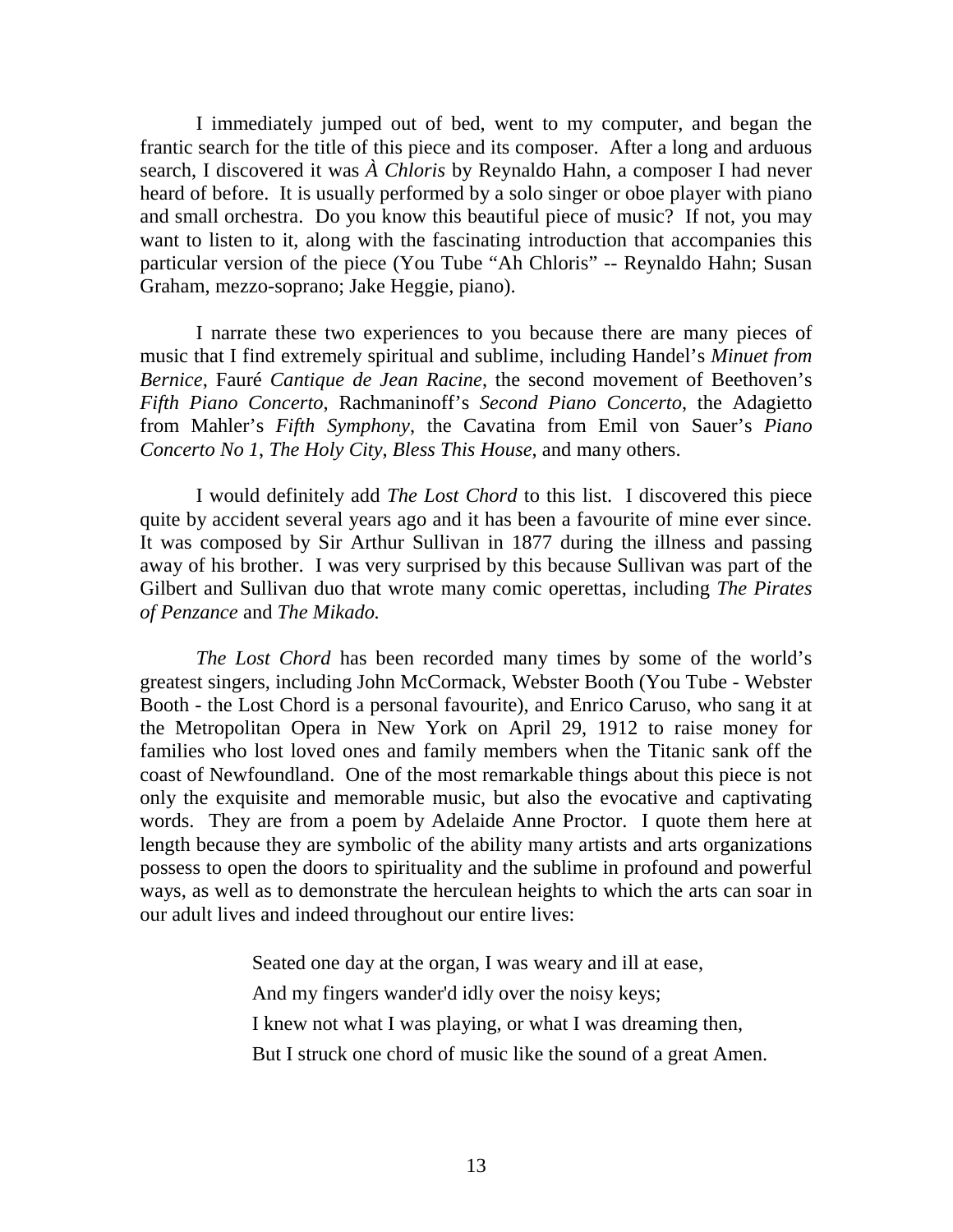I immediately jumped out of bed, went to my computer, and began the frantic search for the title of this piece and its composer. After a long and arduous search, I discovered it was *À Chloris* by Reynaldo Hahn, a composer I had never heard of before. It is usually performed by a solo singer or oboe player with piano and small orchestra. Do you know this beautiful piece of music? If not, you may want to listen to it, along with the fascinating introduction that accompanies this particular version of the piece (You Tube "Ah Chloris" -- Reynaldo Hahn; Susan Graham, mezzo-soprano; Jake Heggie, piano).

I narrate these two experiences to you because there are many pieces of music that I find extremely spiritual and sublime, including Handel's *Minuet from Bernice*, Fauré *Cantique de Jean Racine*, the second movement of Beethoven's *Fifth Piano Concerto*, Rachmaninoff's *Second Piano Concerto*, the Adagietto from Mahler's *Fifth Symphony*, the Cavatina from Emil von Sauer's *Piano Concerto No 1*, *The Holy City*, *Bless This House*, and many others.

I would definitely add *The Lost Chord* to this list. I discovered this piece quite by accident several years ago and it has been a favourite of mine ever since. It was composed by Sir Arthur Sullivan in 1877 during the illness and passing away of his brother. I was very surprised by this because Sullivan was part of the Gilbert and Sullivan duo that wrote many comic operettas, including *The Pirates of Penzance* and *The Mikado.*

*The Lost Chord* has been recorded many times by some of the world's greatest singers, including John McCormack, Webster Booth (You Tube - Webster Booth - the Lost Chord is a personal favourite), and Enrico Caruso, who sang it at the Metropolitan Opera in New York on April 29, 1912 to raise money for families who lost loved ones and family members when the Titanic sank off the coast of Newfoundland. One of the most remarkable things about this piece is not only the exquisite and memorable music, but also the evocative and captivating words. They are from a poem by Adelaide Anne Proctor. I quote them here at length because they are symbolic of the ability many artists and arts organizations possess to open the doors to spirituality and the sublime in profound and powerful ways, as well as to demonstrate the herculean heights to which the arts can soar in our adult lives and indeed throughout our entire lives:

> Seated one day at the organ, I was weary and ill at ease,
>
> And my fingers wander'd idly over the noisy keys;
>
> I knew not what I was playing, or what I was dreaming then,
>
> But I struck one chord of music like the sound of a great Amen.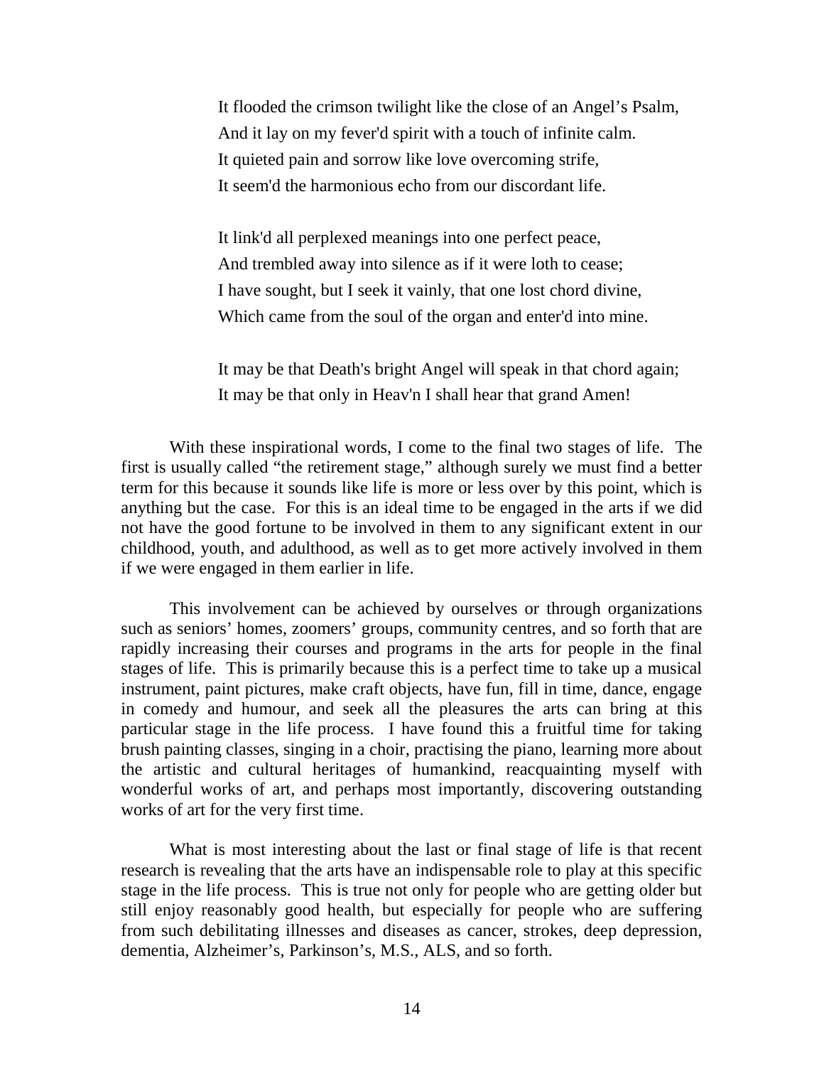> It flooded the crimson twilight like the close of an Angel's Psalm,
> And it lay on my fever'd spirit with a touch of infinite calm.
> It quieted pain and sorrow like love overcoming strife,
> It seem'd the harmonious echo from our discordant life.
>
> It link'd all perplexed meanings into one perfect peace,
> And trembled away into silence as if it were loth to cease;
> I have sought, but I seek it vainly, that one lost chord divine,
> Which came from the soul of the organ and enter'd into mine.
>
> It may be that Death's bright Angel will speak in that chord again;
> It may be that only in Heav'n I shall hear that grand Amen!

With these inspirational words, I come to the final two stages of life. The first is usually called "the retirement stage," although surely we must find a better term for this because it sounds like life is more or less over by this point, which is anything but the case. For this is an ideal time to be engaged in the arts if we did not have the good fortune to be involved in them to any significant extent in our childhood, youth, and adulthood, as well as to get more actively involved in them if we were engaged in them earlier in life.

This involvement can be achieved by ourselves or through organizations such as seniors' homes, zoomers' groups, community centres, and so forth that are rapidly increasing their courses and programs in the arts for people in the final stages of life. This is primarily because this is a perfect time to take up a musical instrument, paint pictures, make craft objects, have fun, fill in time, dance, engage in comedy and humour, and seek all the pleasures the arts can bring at this particular stage in the life process. I have found this a fruitful time for taking brush painting classes, singing in a choir, practising the piano, learning more about the artistic and cultural heritages of humankind, reacquainting myself with wonderful works of art, and perhaps most importantly, discovering outstanding works of art for the very first time.

What is most interesting about the last or final stage of life is that recent research is revealing that the arts have an indispensable role to play at this specific stage in the life process. This is true not only for people who are getting older but still enjoy reasonably good health, but especially for people who are suffering from such debilitating illnesses and diseases as cancer, strokes, deep depression, dementia, Alzheimer's, Parkinson's, M.S., ALS, and so forth.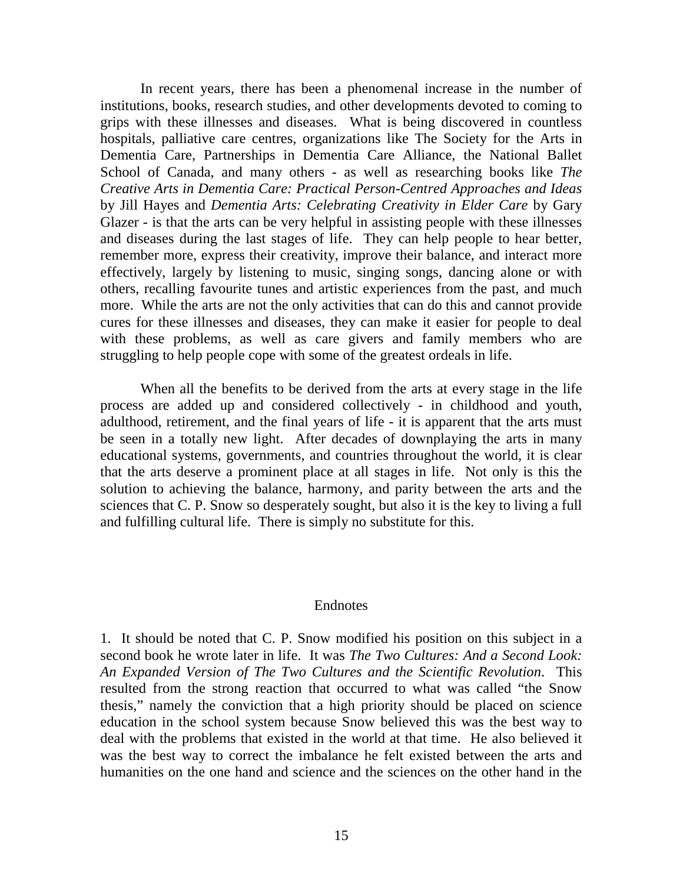In recent years, there has been a phenomenal increase in the number of institutions, books, research studies, and other developments devoted to coming to grips with these illnesses and diseases. What is being discovered in countless hospitals, palliative care centres, organizations like The Society for the Arts in Dementia Care, Partnerships in Dementia Care Alliance, the National Ballet School of Canada, and many others - as well as researching books like *The Creative Arts in Dementia Care: Practical Person-Centred Approaches and Ideas* by Jill Hayes and *Dementia Arts: Celebrating Creativity in Elder Care* by Gary Glazer - is that the arts can be very helpful in assisting people with these illnesses and diseases during the last stages of life. They can help people to hear better, remember more, express their creativity, improve their balance, and interact more effectively, largely by listening to music, singing songs, dancing alone or with others, recalling favourite tunes and artistic experiences from the past, and much more. While the arts are not the only activities that can do this and cannot provide cures for these illnesses and diseases, they can make it easier for people to deal with these problems, as well as care givers and family members who are struggling to help people cope with some of the greatest ordeals in life.

When all the benefits to be derived from the arts at every stage in the life process are added up and considered collectively - in childhood and youth, adulthood, retirement, and the final years of life - it is apparent that the arts must be seen in a totally new light. After decades of downplaying the arts in many educational systems, governments, and countries throughout the world, it is clear that the arts deserve a prominent place at all stages in life. Not only is this the solution to achieving the balance, harmony, and parity between the arts and the sciences that C. P. Snow so desperately sought, but also it is the key to living a full and fulfilling cultural life. There is simply no substitute for this.

## Endnotes

1. It should be noted that C. P. Snow modified his position on this subject in a second book he wrote later in life. It was *The Two Cultures: And a Second Look: An Expanded Version of The Two Cultures and the Scientific Revolution*. This resulted from the strong reaction that occurred to what was called "the Snow thesis," namely the conviction that a high priority should be placed on science education in the school system because Snow believed this was the best way to deal with the problems that existed in the world at that time. He also believed it was the best way to correct the imbalance he felt existed between the arts and humanities on the one hand and science and the sciences on the other hand in the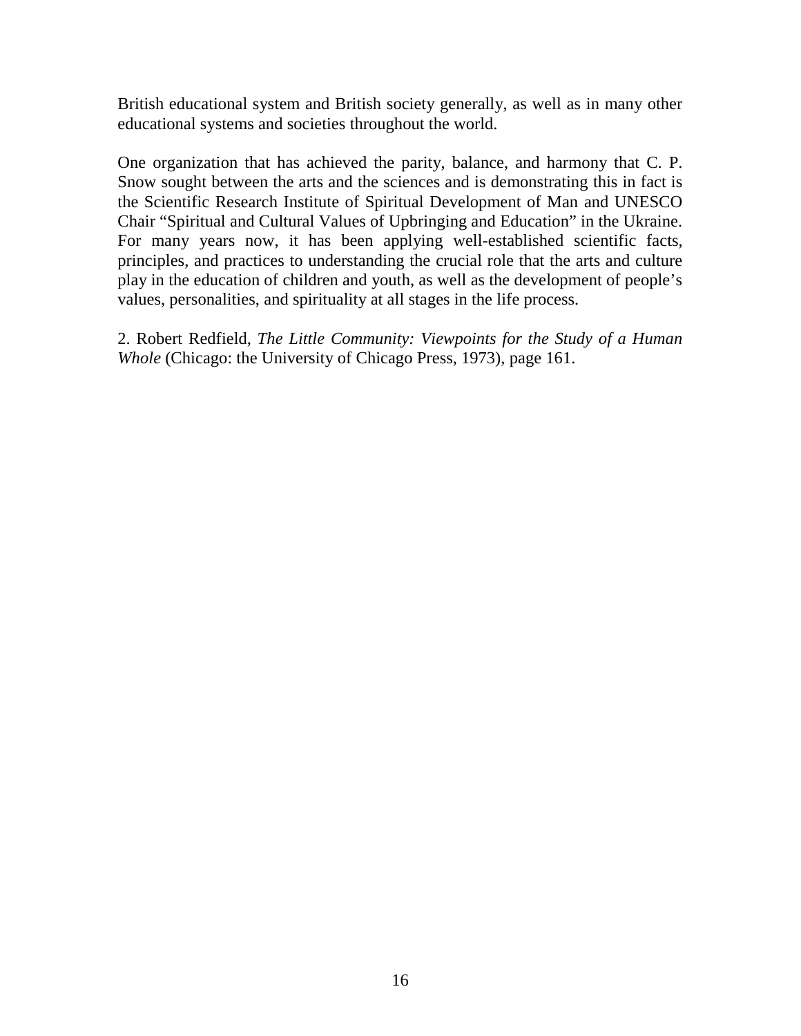British educational system and British society generally, as well as in many other educational systems and societies throughout the world.

One organization that has achieved the parity, balance, and harmony that C. P. Snow sought between the arts and the sciences and is demonstrating this in fact is the Scientific Research Institute of Spiritual Development of Man and UNESCO Chair "Spiritual and Cultural Values of Upbringing and Education" in the Ukraine. For many years now, it has been applying well-established scientific facts, principles, and practices to understanding the crucial role that the arts and culture play in the education of children and youth, as well as the development of people's values, personalities, and spirituality at all stages in the life process.

2. Robert Redfield, *The Little Community: Viewpoints for the Study of a Human Whole* (Chicago: the University of Chicago Press, 1973), page 161.